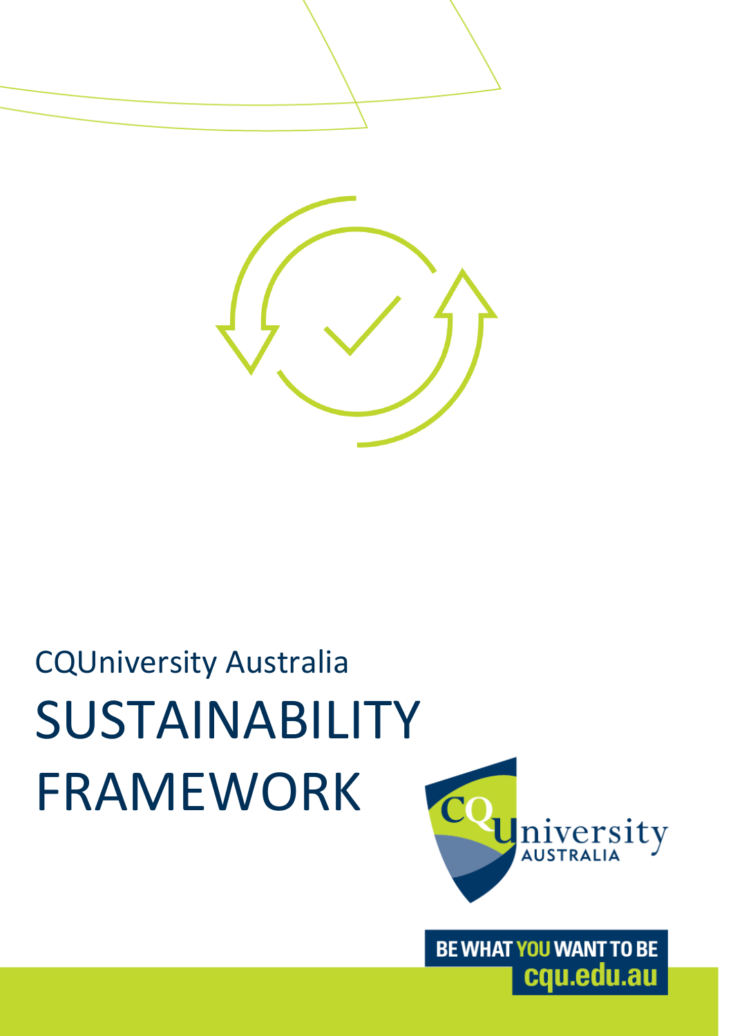CQUniversity Australia

# SUSTAINABILITY FRAMEWORK

BE WHAT YOU WANT TO BE
cqu.edu.au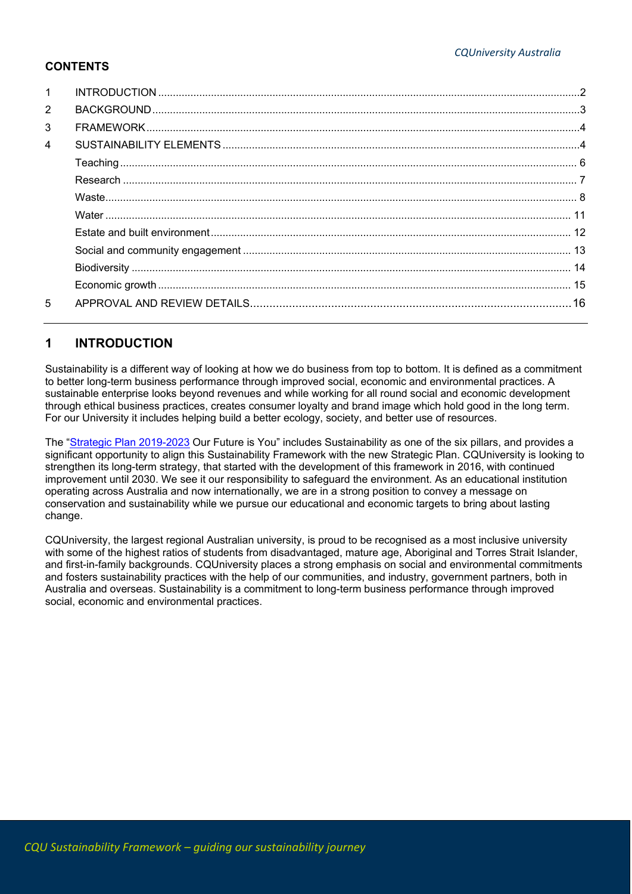**CONTENTS**

1 INTRODUCTION .....2
2 BACKGROUND .....3
3 FRAMEWORK .....4
4 SUSTAINABILITY ELEMENTS .....4
  Teaching .....6
  Research .....7
  Waste .....8
  Water .....11
  Estate and built environment .....12
  Social and community engagement .....13
  Biodiversity .....14
  Economic growth .....15
5 APPROVAL AND REVIEW DETAILS .....16

## 1 INTRODUCTION

Sustainability is a different way of looking at how we do business from top to bottom. It is defined as a commitment to better long-term business performance through improved social, economic and environmental practices. A sustainable enterprise looks beyond revenues and while working for all round social and economic development through ethical business practices, creates consumer loyalty and brand image which hold good in the long term. For our University it includes helping build a better ecology, society, and better use of resources.

The "Strategic Plan 2019-2023 Our Future is You" includes Sustainability as one of the six pillars, and provides a significant opportunity to align this Sustainability Framework with the new Strategic Plan. CQUniversity is looking to strengthen its long-term strategy, that started with the development of this framework in 2016, with continued improvement until 2030. We see it our responsibility to safeguard the environment. As an educational institution operating across Australia and now internationally, we are in a strong position to convey a message on conservation and sustainability while we pursue our educational and economic targets to bring about lasting change.

CQUniversity, the largest regional Australian university, is proud to be recognised as a most inclusive university with some of the highest ratios of students from disadvantaged, mature age, Aboriginal and Torres Strait Islander, and first-in-family backgrounds. CQUniversity places a strong emphasis on social and environmental commitments and fosters sustainability practices with the help of our communities, and industry, government partners, both in Australia and overseas. Sustainability is a commitment to long-term business performance through improved social, economic and environmental practices.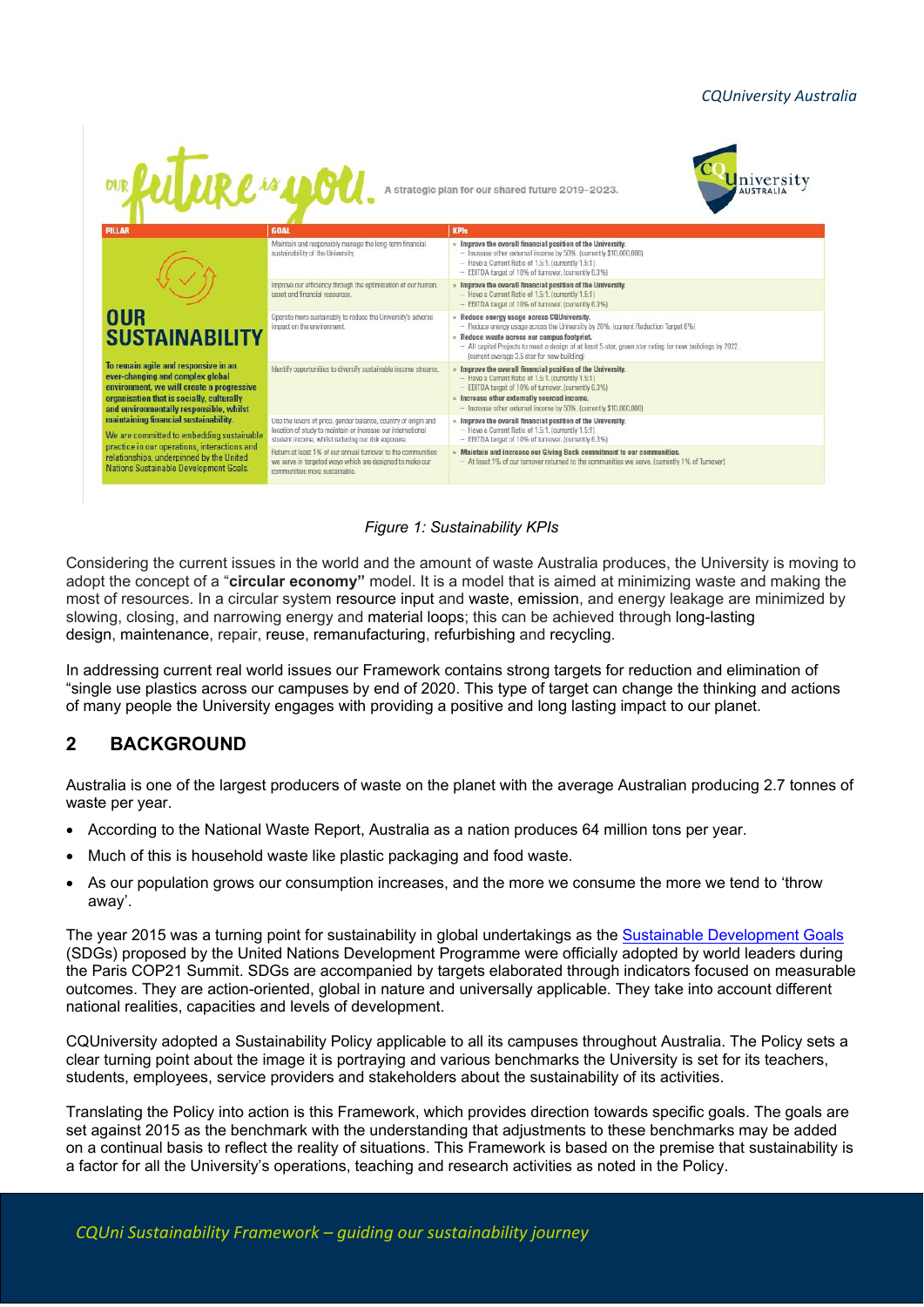OUR future is you. A strategic plan for our shared future 2019–2023.

| PILLAR | GOAL | KPIs |
| --- | --- | --- |
| **OUR SUSTAINABILITY**<br><br>**To remain agile and responsive in an ever-changing and complex global environment, we will create a progressive organisation that is socially, culturally and environmentally responsible, whilst maintaining financial sustainability.**<br><br>We are committed to embedding sustainable practice in our operations, interactions and relationships, underpinned by the United Nations Sustainable Development Goals. | Maintain and responsibly manage the long-term financial sustainability of the University. | » **Improve the overall financial position of the University.**<br>– Increase other external income by 50%. (currently $10,000,000)<br>– Have a Current Ratio of 1.5:1. (currently 1.5:1)<br>– EBITDA target of 10% of turnover. (currently 6.3%) |
| | Improve our efficiency through the optimisation of our human, asset and financial resources. | » **Improve the overall financial position of the University.**<br>– Have a Current Ratio of 1.5:1. (currently 1.5:1)<br>– EBITDA target of 10% of turnover. (currently 6.3%) |
| | Operate more sustainably to reduce the University's adverse impact on the environment. | » **Reduce energy usage across CQUniversity.**<br>– Reduce energy usage across the University by 20%. (current Reduction Target 6%)<br>» **Reduce waste across our campus footprint.**<br>– All capital Projects to meet a design of at least 5-star, green star rating for new buildings by 2022. (current average 3.5 star for new building) |
| | Identify opportunities to diversify sustainable income streams. | » **Improve the overall financial position of the University.**<br>– Have a Current Ratio of 1.5:1. (currently 1.5:1)<br>– EBITDA target of 10% of turnover. (currently 6.3%)<br>» **Increase other externally sourced income.**<br>– Increase other external income by 50%. (currently $10,000,000) |
| | Use the levers of price, gender balance, country of origin and location of study to maintain or increase our international student income, whilst reducing our risk exposure. | » **Improve the overall financial position of the University.**<br>– Have a Current Ratio of 1.5:1. (currently 1.5:1)<br>– EBITDA target of 10% of turnover. (currently 6.3%) |
| | Return at least 1% of our annual turnover to the communities we serve in targeted ways which are designed to make our communities more sustainable. | » **Maintain and increase our Giving Back commitment to our communities.**<br>– At least 1% of our turnover returned to the communities we serve. (currently 1% of Turnover) |

*Figure 1: Sustainability KPIs*

Considering the current issues in the world and the amount of waste Australia produces, the University is moving to adopt the concept of a "**circular economy"** model. It is a model that is aimed at minimizing waste and making the most of resources. In a circular system resource input and waste, emission, and energy leakage are minimized by slowing, closing, and narrowing energy and material loops; this can be achieved through long-lasting design, maintenance, repair, reuse, remanufacturing, refurbishing and recycling.

In addressing current real world issues our Framework contains strong targets for reduction and elimination of "single use plastics across our campuses by end of 2020. This type of target can change the thinking and actions of many people the University engages with providing a positive and long lasting impact to our planet.

## 2 BACKGROUND

Australia is one of the largest producers of waste on the planet with the average Australian producing 2.7 tonnes of waste per year.

- According to the National Waste Report, Australia as a nation produces 64 million tons per year.
- Much of this is household waste like plastic packaging and food waste.
- As our population grows our consumption increases, and the more we consume the more we tend to 'throw away'.

The year 2015 was a turning point for sustainability in global undertakings as the Sustainable Development Goals (SDGs) proposed by the United Nations Development Programme were officially adopted by world leaders during the Paris COP21 Summit. SDGs are accompanied by targets elaborated through indicators focused on measurable outcomes. They are action-oriented, global in nature and universally applicable. They take into account different national realities, capacities and levels of development.

CQUniversity adopted a Sustainability Policy applicable to all its campuses throughout Australia. The Policy sets a clear turning point about the image it is portraying and various benchmarks the University is set for its teachers, students, employees, service providers and stakeholders about the sustainability of its activities.

Translating the Policy into action is this Framework, which provides direction towards specific goals. The goals are set against 2015 as the benchmark with the understanding that adjustments to these benchmarks may be added on a continual basis to reflect the reality of situations. This Framework is based on the premise that sustainability is a factor for all the University's operations, teaching and research activities as noted in the Policy.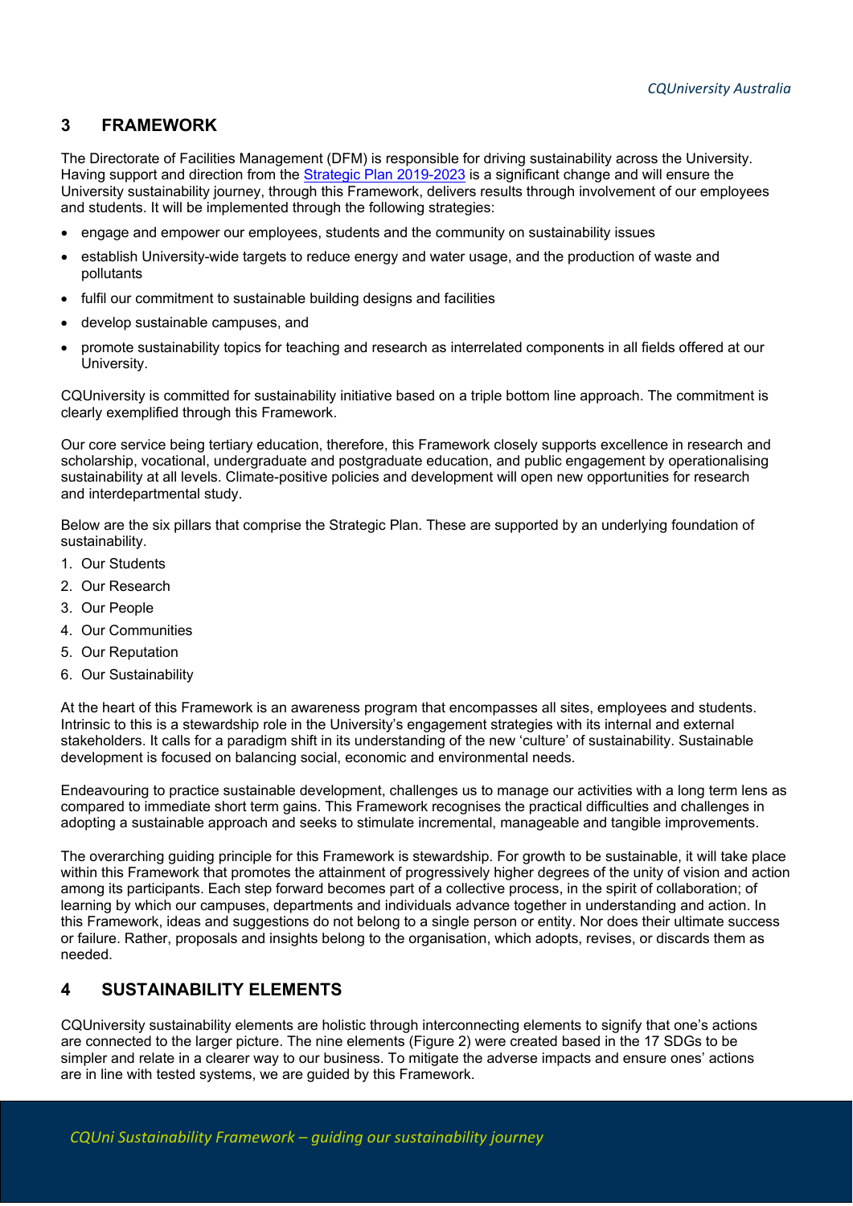## 3 FRAMEWORK

The Directorate of Facilities Management (DFM) is responsible for driving sustainability across the University. Having support and direction from the [Strategic Plan 2019-2023](#) is a significant change and will ensure the University sustainability journey, through this Framework, delivers results through involvement of our employees and students. It will be implemented through the following strategies:

- engage and empower our employees, students and the community on sustainability issues
- establish University-wide targets to reduce energy and water usage, and the production of waste and pollutants
- fulfil our commitment to sustainable building designs and facilities
- develop sustainable campuses, and
- promote sustainability topics for teaching and research as interrelated components in all fields offered at our University.

CQUniversity is committed for sustainability initiative based on a triple bottom line approach. The commitment is clearly exemplified through this Framework.

Our core service being tertiary education, therefore, this Framework closely supports excellence in research and scholarship, vocational, undergraduate and postgraduate education, and public engagement by operationalising sustainability at all levels. Climate-positive policies and development will open new opportunities for research and interdepartmental study.

Below are the six pillars that comprise the Strategic Plan. These are supported by an underlying foundation of sustainability.

1. Our Students
2. Our Research
3. Our People
4. Our Communities
5. Our Reputation
6. Our Sustainability

At the heart of this Framework is an awareness program that encompasses all sites, employees and students. Intrinsic to this is a stewardship role in the University's engagement strategies with its internal and external stakeholders. It calls for a paradigm shift in its understanding of the new 'culture' of sustainability. Sustainable development is focused on balancing social, economic and environmental needs.

Endeavouring to practice sustainable development, challenges us to manage our activities with a long term lens as compared to immediate short term gains. This Framework recognises the practical difficulties and challenges in adopting a sustainable approach and seeks to stimulate incremental, manageable and tangible improvements.

The overarching guiding principle for this Framework is stewardship. For growth to be sustainable, it will take place within this Framework that promotes the attainment of progressively higher degrees of the unity of vision and action among its participants. Each step forward becomes part of a collective process, in the spirit of collaboration; of learning by which our campuses, departments and individuals advance together in understanding and action. In this Framework, ideas and suggestions do not belong to a single person or entity. Nor does their ultimate success or failure. Rather, proposals and insights belong to the organisation, which adopts, revises, or discards them as needed.

## 4 SUSTAINABILITY ELEMENTS

CQUniversity sustainability elements are holistic through interconnecting elements to signify that one's actions are connected to the larger picture. The nine elements (Figure 2) were created based in the 17 SDGs to be simpler and relate in a clearer way to our business. To mitigate the adverse impacts and ensure ones' actions are in line with tested systems, we are guided by this Framework.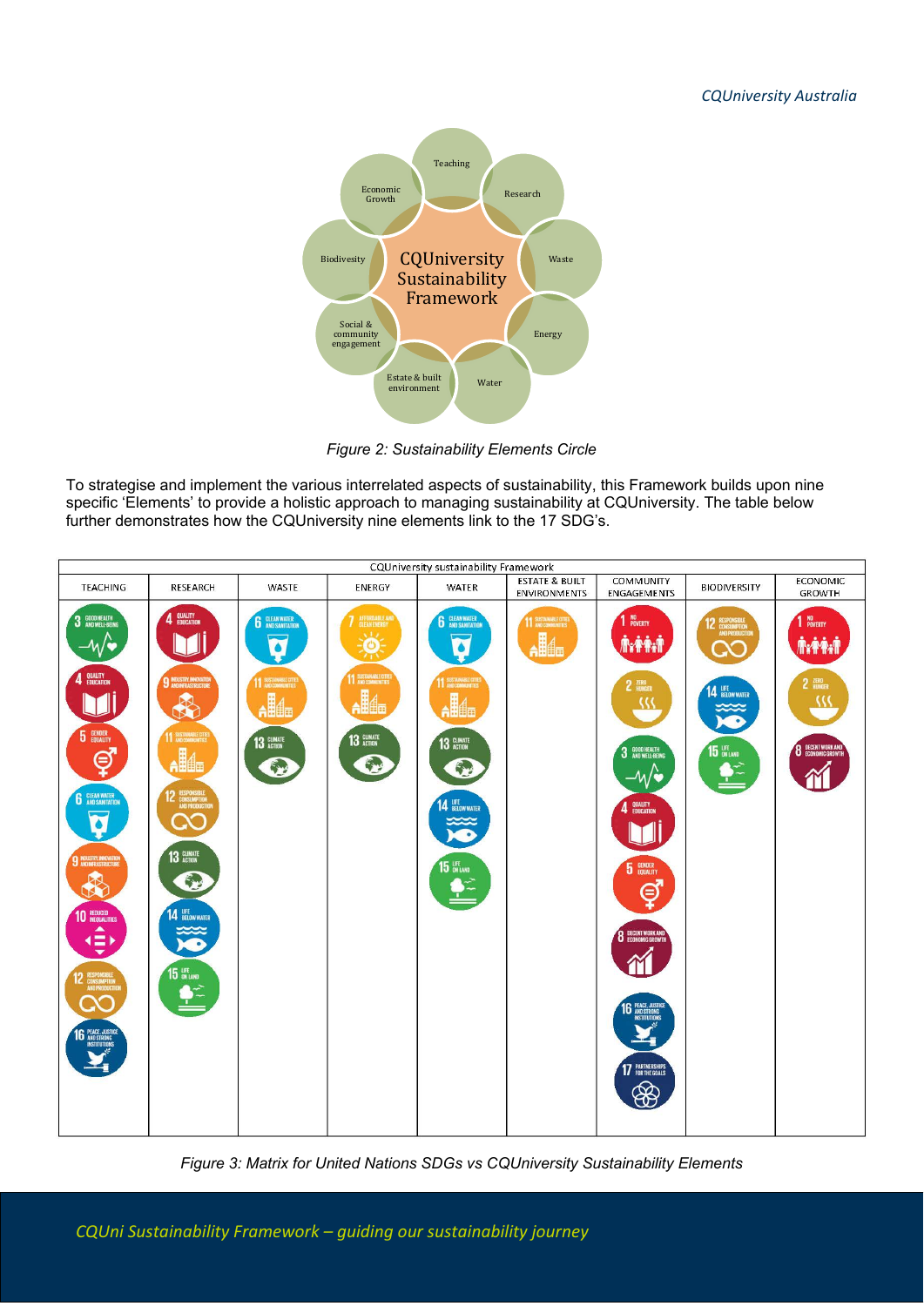**Figure 2** (diagram): CQUniversity Sustainability Framework at the centre, surrounded by nine elements: Teaching, Research, Waste, Energy, Water, Estate & built environment, Social & community engagement, Biodiversity, Economic Growth.

*Figure 2: Sustainability Elements Circle*

To strategise and implement the various interrelated aspects of sustainability, this Framework builds upon nine specific 'Elements' to provide a holistic approach to managing sustainability at CQUniversity. The table below further demonstrates how the CQUniversity nine elements link to the 17 SDG's.

| CQUniversity sustainability Framework | | | | | | | | |
|---|---|---|---|---|---|---|---|---|
| TEACHING | RESEARCH | WASTE | ENERGY | WATER | ESTATE & BUILT ENVIRONMENTS | COMMUNITY ENGAGEMENTS | BIODIVERSITY | ECONOMIC GROWTH |
| 3 Good Health and Well-Being | 4 Quality Education | 6 Clean Water and Sanitation | 7 Affordable and Clean Energy | 6 Clean Water and Sanitation | 11 Sustainable Cities and Communities | 1 No Poverty | 12 Responsible Consumption and Production | 1 No Poverty |
| 4 Quality Education | 9 Industry, Innovation and Infrastructure | 11 Sustainable Cities and Communities | 11 Sustainable Cities and Communities | 11 Sustainable Cities and Communities | | 2 Zero Hunger | 14 Life Below Water | 2 Zero Hunger |
| 5 Gender Equality | 11 Sustainable Cities and Communities | 13 Climate Action | 13 Climate Action | 13 Climate Action | | 3 Good Health and Well-Being | 15 Life on Land | 8 Decent Work and Economic Growth |
| 6 Clean Water and Sanitation | 12 Responsible Consumption and Production | | | 14 Life Below Water | | 4 Quality Education | | |
| 9 Industry, Innovation and Infrastructure | 13 Climate Action | | | 15 Life on Land | | 5 Gender Equality | | |
| 10 Reduced Inequalities | 14 Life Below Water | | | | | 8 Decent Work and Economic Growth | | |
| 12 Responsible Consumption and Production | 15 Life on Land | | | | | 16 Peace, Justice and Strong Institutions | | |
| 16 Peace, Justice and Strong Institutions | | | | | | 17 Partnerships for the Goals | | |

*Figure 3: Matrix for United Nations SDGs vs CQUniversity Sustainability Elements*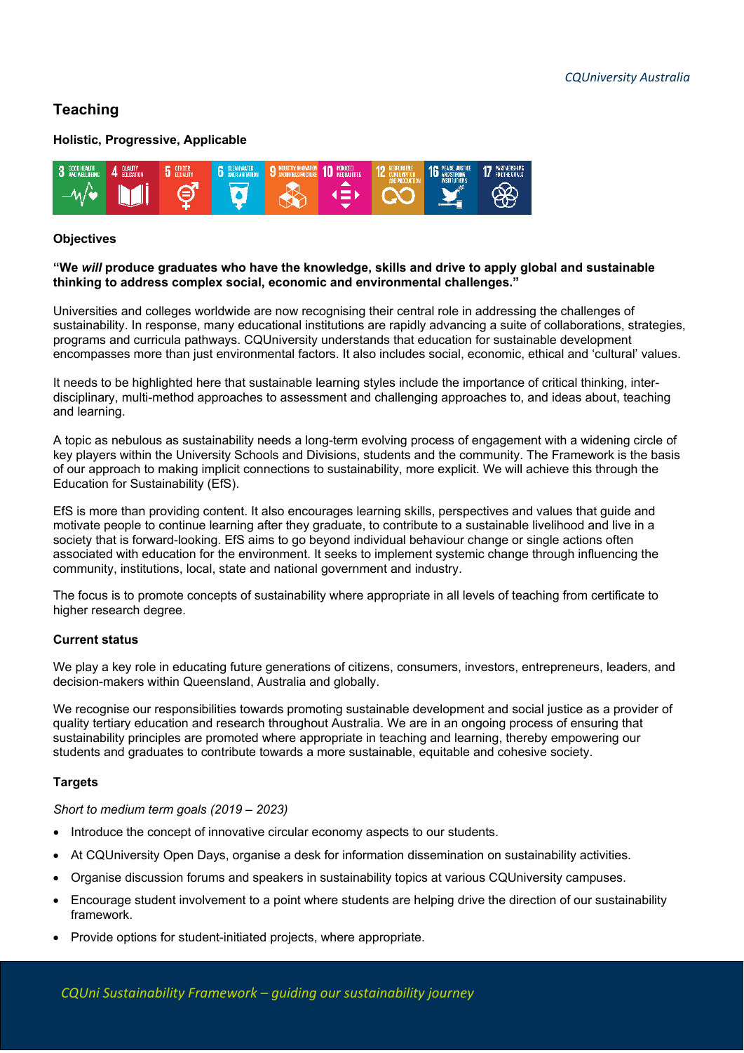## Teaching

### Holistic, Progressive, Applicable

### Objectives

**"We *will* produce graduates who have the knowledge, skills and drive to apply global and sustainable thinking to address complex social, economic and environmental challenges."**

Universities and colleges worldwide are now recognising their central role in addressing the challenges of sustainability. In response, many educational institutions are rapidly advancing a suite of collaborations, strategies, programs and curricula pathways. CQUniversity understands that education for sustainable development encompasses more than just environmental factors. It also includes social, economic, ethical and 'cultural' values.

It needs to be highlighted here that sustainable learning styles include the importance of critical thinking, inter-disciplinary, multi-method approaches to assessment and challenging approaches to, and ideas about, teaching and learning.

A topic as nebulous as sustainability needs a long-term evolving process of engagement with a widening circle of key players within the University Schools and Divisions, students and the community. The Framework is the basis of our approach to making implicit connections to sustainability, more explicit. We will achieve this through the Education for Sustainability (EfS).

EfS is more than providing content. It also encourages learning skills, perspectives and values that guide and motivate people to continue learning after they graduate, to contribute to a sustainable livelihood and live in a society that is forward-looking. EfS aims to go beyond individual behaviour change or single actions often associated with education for the environment. It seeks to implement systemic change through influencing the community, institutions, local, state and national government and industry.

The focus is to promote concepts of sustainability where appropriate in all levels of teaching from certificate to higher research degree.

### Current status

We play a key role in educating future generations of citizens, consumers, investors, entrepreneurs, leaders, and decision-makers within Queensland, Australia and globally.

We recognise our responsibilities towards promoting sustainable development and social justice as a provider of quality tertiary education and research throughout Australia. We are in an ongoing process of ensuring that sustainability principles are promoted where appropriate in teaching and learning, thereby empowering our students and graduates to contribute towards a more sustainable, equitable and cohesive society.

### Targets

*Short to medium term goals (2019 – 2023)*

- Introduce the concept of innovative circular economy aspects to our students.
- At CQUniversity Open Days, organise a desk for information dissemination on sustainability activities.
- Organise discussion forums and speakers in sustainability topics at various CQUniversity campuses.
- Encourage student involvement to a point where students are helping drive the direction of our sustainability framework.
- Provide options for student-initiated projects, where appropriate.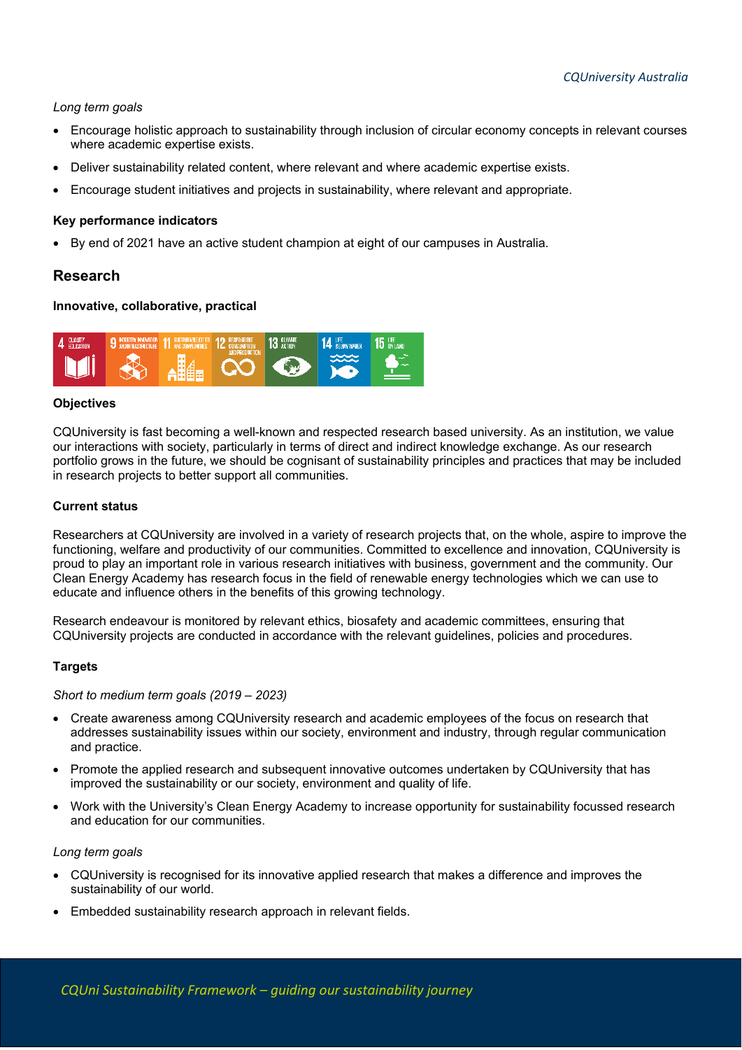*Long term goals*

- Encourage holistic approach to sustainability through inclusion of circular economy concepts in relevant courses where academic expertise exists.
- Deliver sustainability related content, where relevant and where academic expertise exists.
- Encourage student initiatives and projects in sustainability, where relevant and appropriate.

**Key performance indicators**

- By end of 2021 have an active student champion at eight of our campuses in Australia.

## Research

**Innovative, collaborative, practical**

**Objectives**

CQUniversity is fast becoming a well-known and respected research based university. As an institution, we value our interactions with society, particularly in terms of direct and indirect knowledge exchange. As our research portfolio grows in the future, we should be cognisant of sustainability principles and practices that may be included in research projects to better support all communities.

**Current status**

Researchers at CQUniversity are involved in a variety of research projects that, on the whole, aspire to improve the functioning, welfare and productivity of our communities. Committed to excellence and innovation, CQUniversity is proud to play an important role in various research initiatives with business, government and the community. Our Clean Energy Academy has research focus in the field of renewable energy technologies which we can use to educate and influence others in the benefits of this growing technology.

Research endeavour is monitored by relevant ethics, biosafety and academic committees, ensuring that CQUniversity projects are conducted in accordance with the relevant guidelines, policies and procedures.

**Targets**

*Short to medium term goals (2019 – 2023)*

- Create awareness among CQUniversity research and academic employees of the focus on research that addresses sustainability issues within our society, environment and industry, through regular communication and practice.
- Promote the applied research and subsequent innovative outcomes undertaken by CQUniversity that has improved the sustainability or our society, environment and quality of life.
- Work with the University's Clean Energy Academy to increase opportunity for sustainability focussed research and education for our communities.

*Long term goals*

- CQUniversity is recognised for its innovative applied research that makes a difference and improves the sustainability of our world.
- Embedded sustainability research approach in relevant fields.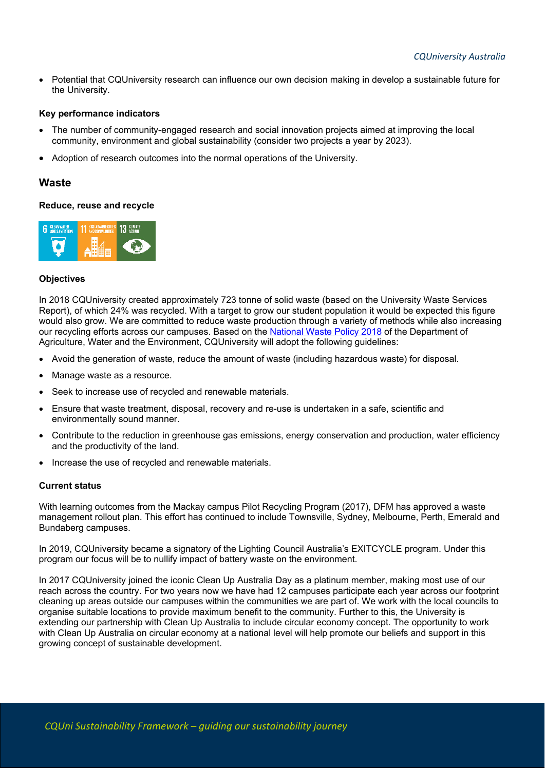- Potential that CQUniversity research can influence our own decision making in develop a sustainable future for the University.

#### Key performance indicators

- The number of community-engaged research and social innovation projects aimed at improving the local community, environment and global sustainability (consider two projects a year by 2023).
- Adoption of research outcomes into the normal operations of the University.

## Waste

### Reduce, reuse and recycle

#### Objectives

In 2018 CQUniversity created approximately 723 tonne of solid waste (based on the University Waste Services Report), of which 24% was recycled. With a target to grow our student population it would be expected this figure would also grow. We are committed to reduce waste production through a variety of methods while also increasing our recycling efforts across our campuses. Based on the [National Waste Policy 2018]() of the Department of Agriculture, Water and the Environment, CQUniversity will adopt the following guidelines:

- Avoid the generation of waste, reduce the amount of waste (including hazardous waste) for disposal.
- Manage waste as a resource.
- Seek to increase use of recycled and renewable materials.
- Ensure that waste treatment, disposal, recovery and re-use is undertaken in a safe, scientific and environmentally sound manner.
- Contribute to the reduction in greenhouse gas emissions, energy conservation and production, water efficiency and the productivity of the land.
- Increase the use of recycled and renewable materials.

#### Current status

With learning outcomes from the Mackay campus Pilot Recycling Program (2017), DFM has approved a waste management rollout plan. This effort has continued to include Townsville, Sydney, Melbourne, Perth, Emerald and Bundaberg campuses.

In 2019, CQUniversity became a signatory of the Lighting Council Australia's EXITCYCLE program. Under this program our focus will be to nullify impact of battery waste on the environment.

In 2017 CQUniversity joined the iconic Clean Up Australia Day as a platinum member, making most use of our reach across the country. For two years now we have had 12 campuses participate each year across our footprint cleaning up areas outside our campuses within the communities we are part of. We work with the local councils to organise suitable locations to provide maximum benefit to the community. Further to this, the University is extending our partnership with Clean Up Australia to include circular economy concept. The opportunity to work with Clean Up Australia on circular economy at a national level will help promote our beliefs and support in this growing concept of sustainable development.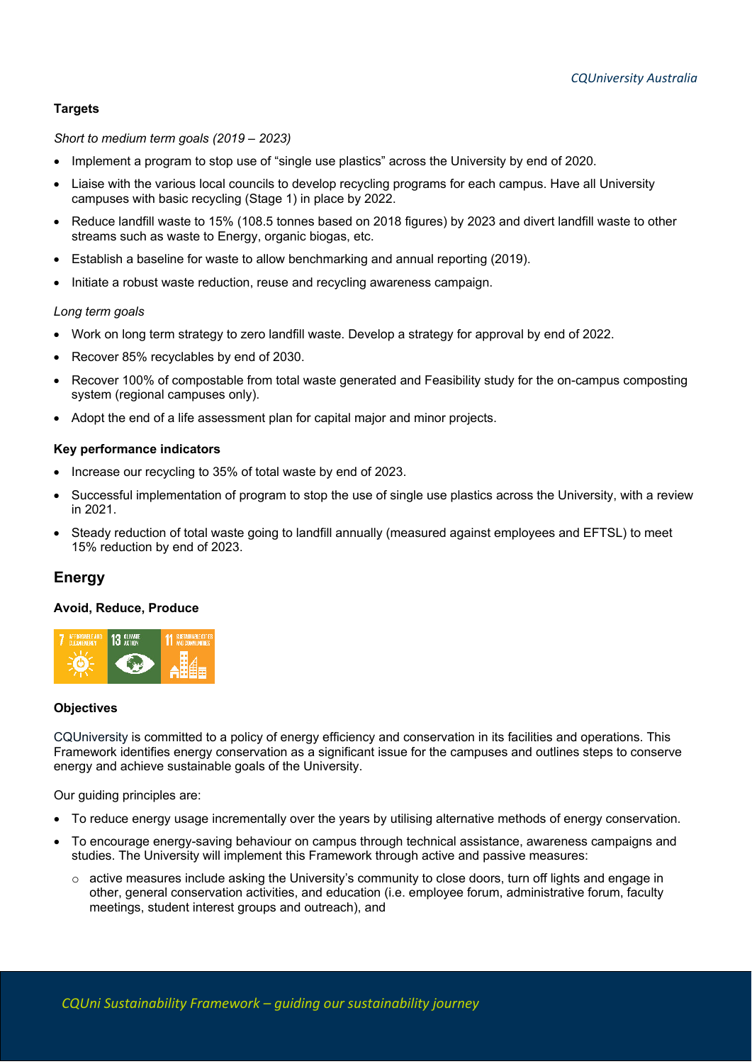**Targets**

*Short to medium term goals (2019 – 2023)*

- Implement a program to stop use of "single use plastics" across the University by end of 2020.
- Liaise with the various local councils to develop recycling programs for each campus. Have all University campuses with basic recycling (Stage 1) in place by 2022.
- Reduce landfill waste to 15% (108.5 tonnes based on 2018 figures) by 2023 and divert landfill waste to other streams such as waste to Energy, organic biogas, etc.
- Establish a baseline for waste to allow benchmarking and annual reporting (2019).
- Initiate a robust waste reduction, reuse and recycling awareness campaign.

*Long term goals*

- Work on long term strategy to zero landfill waste. Develop a strategy for approval by end of 2022.
- Recover 85% recyclables by end of 2030.
- Recover 100% of compostable from total waste generated and Feasibility study for the on-campus composting system (regional campuses only).
- Adopt the end of a life assessment plan for capital major and minor projects.

**Key performance indicators**

- Increase our recycling to 35% of total waste by end of 2023.
- Successful implementation of program to stop the use of single use plastics across the University, with a review in 2021.
- Steady reduction of total waste going to landfill annually (measured against employees and EFTSL) to meet 15% reduction by end of 2023.

## Energy

**Avoid, Reduce, Produce**

**Objectives**

CQUniversity is committed to a policy of energy efficiency and conservation in its facilities and operations. This Framework identifies energy conservation as a significant issue for the campuses and outlines steps to conserve energy and achieve sustainable goals of the University.

Our guiding principles are:

- To reduce energy usage incrementally over the years by utilising alternative methods of energy conservation.
- To encourage energy-saving behaviour on campus through technical assistance, awareness campaigns and studies. The University will implement this Framework through active and passive measures:
  - active measures include asking the University's community to close doors, turn off lights and engage in other, general conservation activities, and education (i.e. employee forum, administrative forum, faculty meetings, student interest groups and outreach), and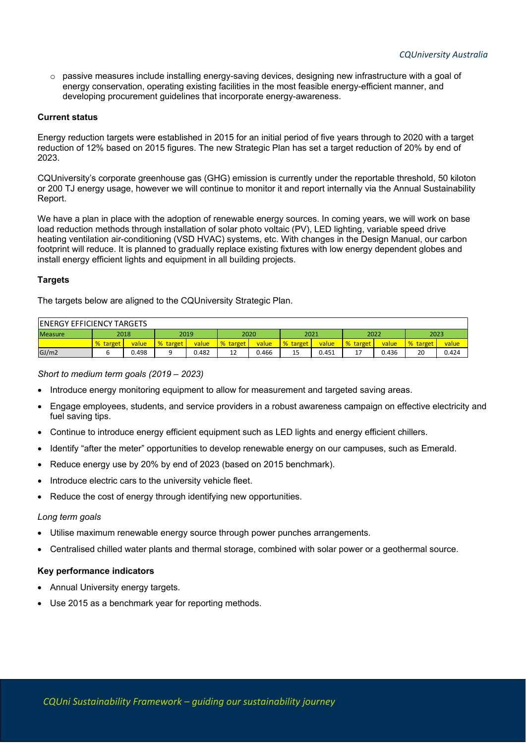- passive measures include installing energy-saving devices, designing new infrastructure with a goal of energy conservation, operating existing facilities in the most feasible energy-efficient manner, and developing procurement guidelines that incorporate energy-awareness.

**Current status**

Energy reduction targets were established in 2015 for an initial period of five years through to 2020 with a target reduction of 12% based on 2015 figures. The new Strategic Plan has set a target reduction of 20% by end of 2023.

CQUniversity's corporate greenhouse gas (GHG) emission is currently under the reportable threshold, 50 kiloton or 200 TJ energy usage, however we will continue to monitor it and report internally via the Annual Sustainability Report.

We have a plan in place with the adoption of renewable energy sources. In coming years, we will work on base load reduction methods through installation of solar photo voltaic (PV), LED lighting, variable speed drive heating ventilation air-conditioning (VSD HVAC) systems, etc. With changes in the Design Manual, our carbon footprint will reduce. It is planned to gradually replace existing fixtures with low energy dependent globes and install energy efficient lights and equipment in all building projects.

**Targets**

The targets below are aligned to the CQUniversity Strategic Plan.

| ENERGY EFFICIENCY TARGETS | | | | | | | | | | | | |
|---|---|---|---|---|---|---|---|---|---|---|---|---|
| Measure | 2018 | | 2019 | | 2020 | | 2021 | | 2022 | | 2023 | |
| | % target | value | % target | value | % target | value | % target | value | % target | value | % target | value |
| GJ/m2 | 6 | 0.498 | 9 | 0.482 | 12 | 0.466 | 15 | 0.451 | 17 | 0.436 | 20 | 0.424 |

*Short to medium term goals (2019 – 2023)*

- Introduce energy monitoring equipment to allow for measurement and targeted saving areas.
- Engage employees, students, and service providers in a robust awareness campaign on effective electricity and fuel saving tips.
- Continue to introduce energy efficient equipment such as LED lights and energy efficient chillers.
- Identify "after the meter" opportunities to develop renewable energy on our campuses, such as Emerald.
- Reduce energy use by 20% by end of 2023 (based on 2015 benchmark).
- Introduce electric cars to the university vehicle fleet.
- Reduce the cost of energy through identifying new opportunities.

*Long term goals*

- Utilise maximum renewable energy source through power punches arrangements.
- Centralised chilled water plants and thermal storage, combined with solar power or a geothermal source.

**Key performance indicators**

- Annual University energy targets.
- Use 2015 as a benchmark year for reporting methods.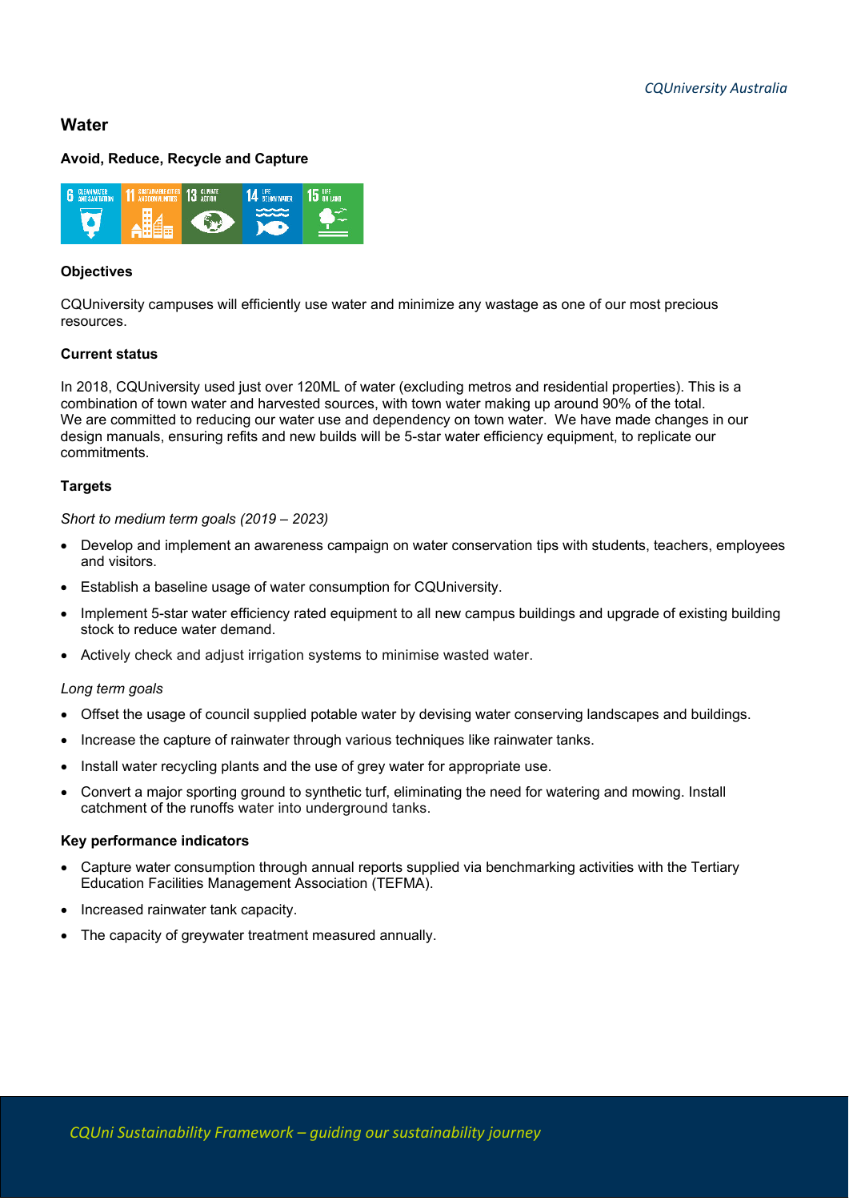## Water

### Avoid, Reduce, Recycle and Capture

#### Objectives

CQUniversity campuses will efficiently use water and minimize any wastage as one of our most precious resources.

#### Current status

In 2018, CQUniversity used just over 120ML of water (excluding metros and residential properties). This is a combination of town water and harvested sources, with town water making up around 90% of the total.
We are committed to reducing our water use and dependency on town water. We have made changes in our design manuals, ensuring refits and new builds will be 5-star water efficiency equipment, to replicate our commitments.

#### Targets

*Short to medium term goals (2019 – 2023)*

- Develop and implement an awareness campaign on water conservation tips with students, teachers, employees and visitors.
- Establish a baseline usage of water consumption for CQUniversity.
- Implement 5-star water efficiency rated equipment to all new campus buildings and upgrade of existing building stock to reduce water demand.
- Actively check and adjust irrigation systems to minimise wasted water.

*Long term goals*

- Offset the usage of council supplied potable water by devising water conserving landscapes and buildings.
- Increase the capture of rainwater through various techniques like rainwater tanks.
- Install water recycling plants and the use of grey water for appropriate use.
- Convert a major sporting ground to synthetic turf, eliminating the need for watering and mowing. Install catchment of the runoffs water into underground tanks.

#### Key performance indicators

- Capture water consumption through annual reports supplied via benchmarking activities with the Tertiary Education Facilities Management Association (TEFMA).
- Increased rainwater tank capacity.
- The capacity of greywater treatment measured annually.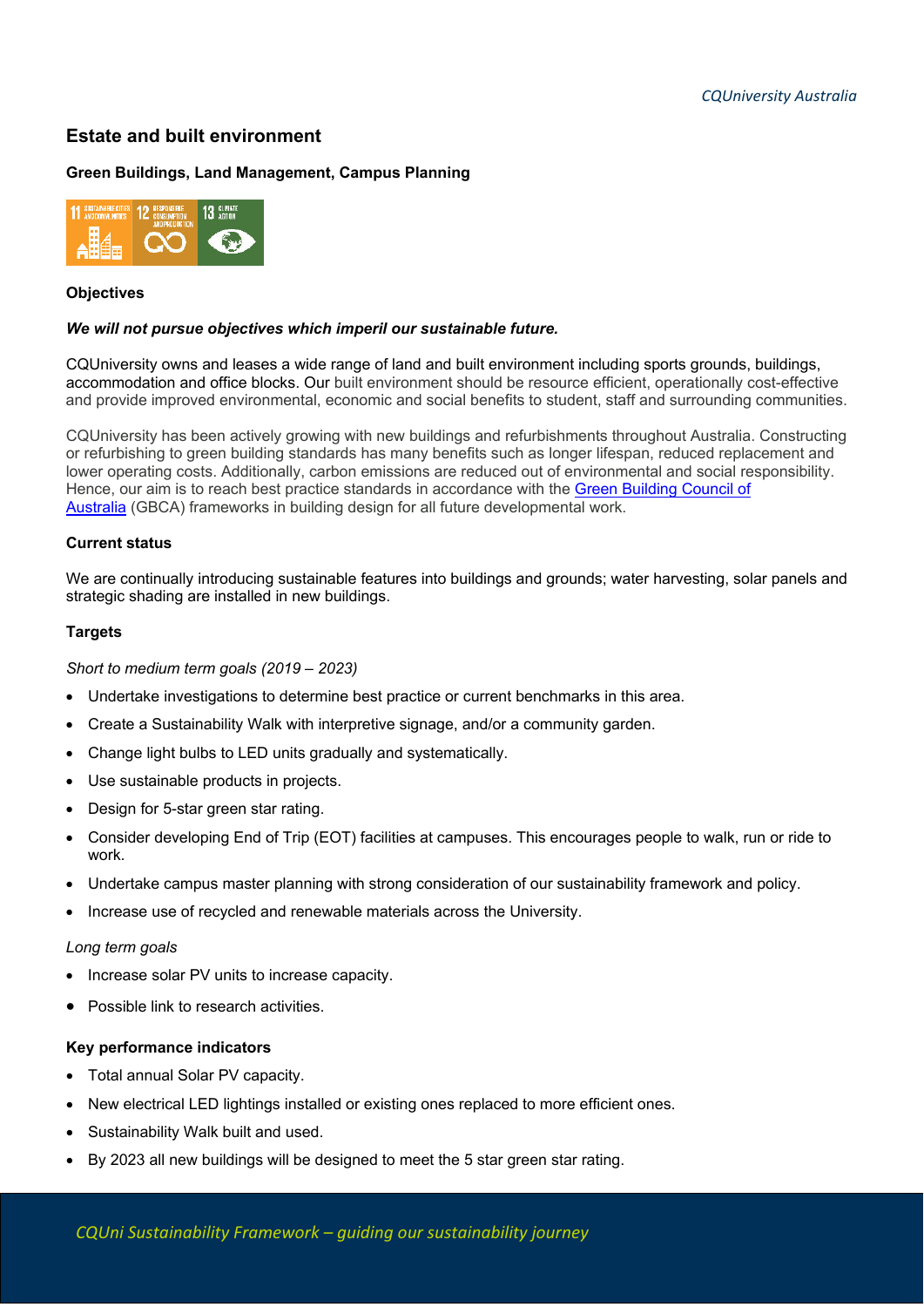## Estate and built environment

**Green Buildings, Land Management, Campus Planning**

### Objectives

***We will not pursue objectives which imperil our sustainable future.***

CQUniversity owns and leases a wide range of land and built environment including sports grounds, buildings, accommodation and office blocks. Our built environment should be resource efficient, operationally cost-effective and provide improved environmental, economic and social benefits to student, staff and surrounding communities.

CQUniversity has been actively growing with new buildings and refurbishments throughout Australia. Constructing or refurbishing to green building standards has many benefits such as longer lifespan, reduced replacement and lower operating costs. Additionally, carbon emissions are reduced out of environmental and social responsibility. Hence, our aim is to reach best practice standards in accordance with the [Green Building Council of Australia] (GBCA) frameworks in building design for all future developmental work.

### Current status

We are continually introducing sustainable features into buildings and grounds; water harvesting, solar panels and strategic shading are installed in new buildings.

### Targets

*Short to medium term goals (2019 – 2023)*

- Undertake investigations to determine best practice or current benchmarks in this area.
- Create a Sustainability Walk with interpretive signage, and/or a community garden.
- Change light bulbs to LED units gradually and systematically.
- Use sustainable products in projects.
- Design for 5-star green star rating.
- Consider developing End of Trip (EOT) facilities at campuses. This encourages people to walk, run or ride to work.
- Undertake campus master planning with strong consideration of our sustainability framework and policy.
- Increase use of recycled and renewable materials across the University.

*Long term goals*

- Increase solar PV units to increase capacity.
- Possible link to research activities.

### Key performance indicators

- Total annual Solar PV capacity.
- New electrical LED lightings installed or existing ones replaced to more efficient ones.
- Sustainability Walk built and used.
- By 2023 all new buildings will be designed to meet the 5 star green star rating.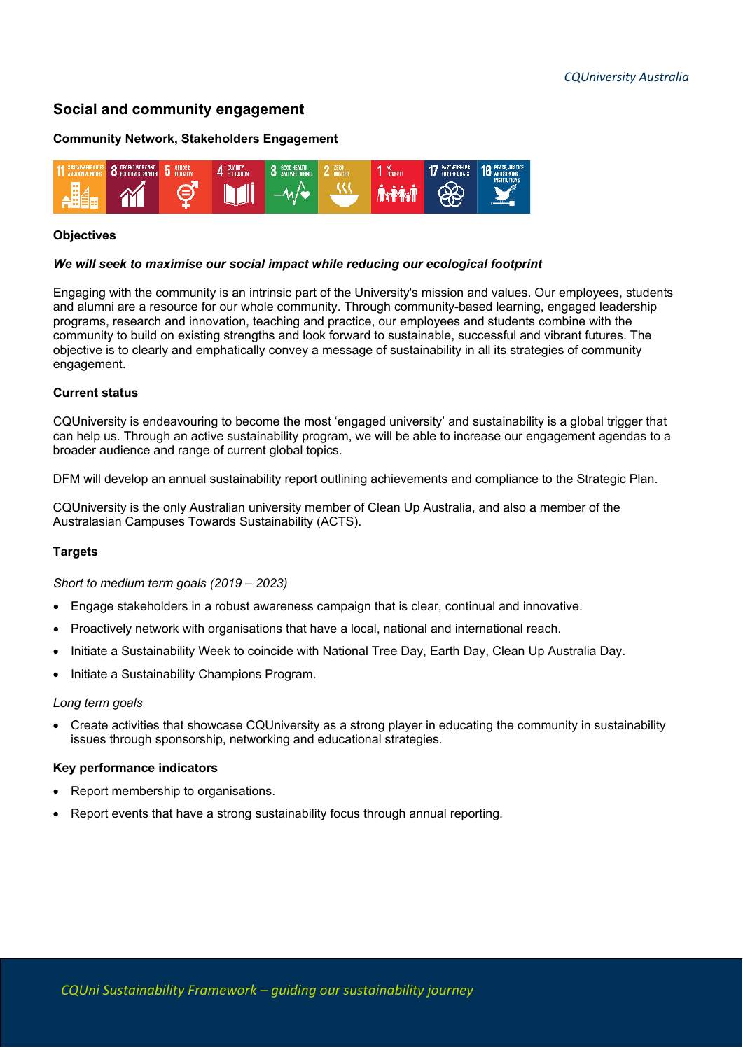## Social and community engagement

### Community Network, Stakeholders Engagement

### Objectives

***We will seek to maximise our social impact while reducing our ecological footprint***

Engaging with the community is an intrinsic part of the University's mission and values. Our employees, students and alumni are a resource for our whole community. Through community-based learning, engaged leadership programs, research and innovation, teaching and practice, our employees and students combine with the community to build on existing strengths and look forward to sustainable, successful and vibrant futures. The objective is to clearly and emphatically convey a message of sustainability in all its strategies of community engagement.

### Current status

CQUniversity is endeavouring to become the most 'engaged university' and sustainability is a global trigger that can help us. Through an active sustainability program, we will be able to increase our engagement agendas to a broader audience and range of current global topics.

DFM will develop an annual sustainability report outlining achievements and compliance to the Strategic Plan.

CQUniversity is the only Australian university member of Clean Up Australia, and also a member of the Australasian Campuses Towards Sustainability (ACTS).

### Targets

*Short to medium term goals (2019 – 2023)*

- Engage stakeholders in a robust awareness campaign that is clear, continual and innovative.
- Proactively network with organisations that have a local, national and international reach.
- Initiate a Sustainability Week to coincide with National Tree Day, Earth Day, Clean Up Australia Day.
- Initiate a Sustainability Champions Program.

*Long term goals*

- Create activities that showcase CQUniversity as a strong player in educating the community in sustainability issues through sponsorship, networking and educational strategies.

### Key performance indicators

- Report membership to organisations.
- Report events that have a strong sustainability focus through annual reporting.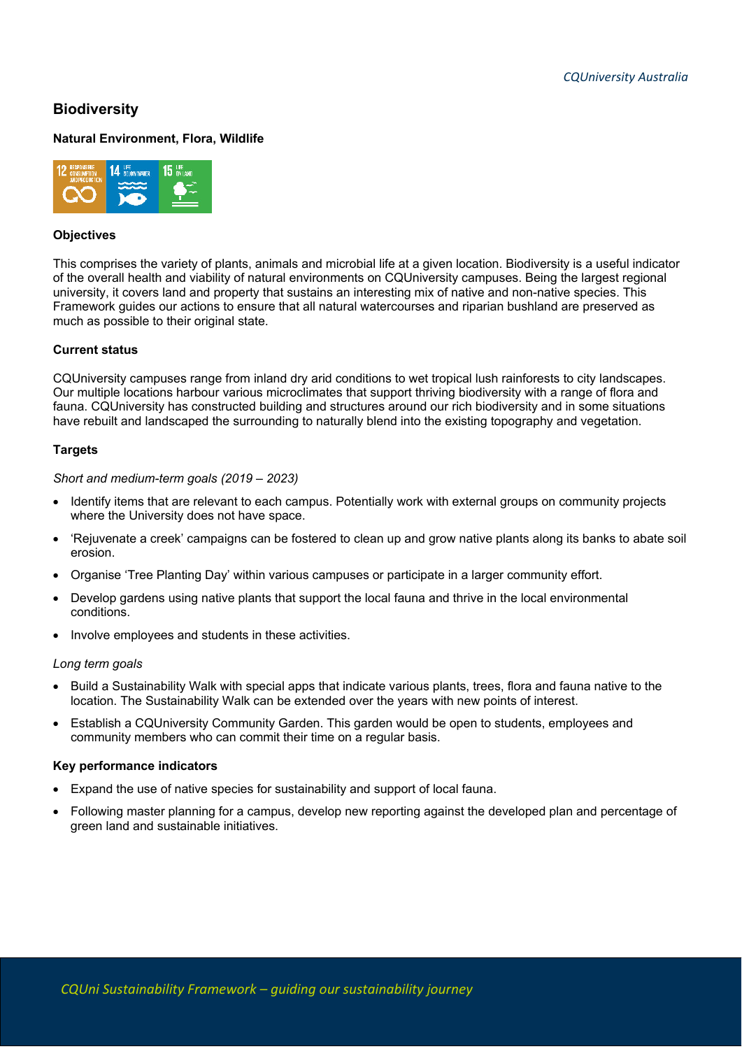## Biodiversity

**Natural Environment, Flora, Wildlife**

**Objectives**

This comprises the variety of plants, animals and microbial life at a given location. Biodiversity is a useful indicator of the overall health and viability of natural environments on CQUniversity campuses. Being the largest regional university, it covers land and property that sustains an interesting mix of native and non-native species. This Framework guides our actions to ensure that all natural watercourses and riparian bushland are preserved as much as possible to their original state.

**Current status**

CQUniversity campuses range from inland dry arid conditions to wet tropical lush rainforests to city landscapes. Our multiple locations harbour various microclimates that support thriving biodiversity with a range of flora and fauna. CQUniversity has constructed building and structures around our rich biodiversity and in some situations have rebuilt and landscaped the surrounding to naturally blend into the existing topography and vegetation.

**Targets**

*Short and medium-term goals (2019 – 2023)*

- Identify items that are relevant to each campus. Potentially work with external groups on community projects where the University does not have space.
- 'Rejuvenate a creek' campaigns can be fostered to clean up and grow native plants along its banks to abate soil erosion.
- Organise 'Tree Planting Day' within various campuses or participate in a larger community effort.
- Develop gardens using native plants that support the local fauna and thrive in the local environmental conditions.
- Involve employees and students in these activities.

*Long term goals*

- Build a Sustainability Walk with special apps that indicate various plants, trees, flora and fauna native to the location. The Sustainability Walk can be extended over the years with new points of interest.
- Establish a CQUniversity Community Garden. This garden would be open to students, employees and community members who can commit their time on a regular basis.

**Key performance indicators**

- Expand the use of native species for sustainability and support of local fauna.
- Following master planning for a campus, develop new reporting against the developed plan and percentage of green land and sustainable initiatives.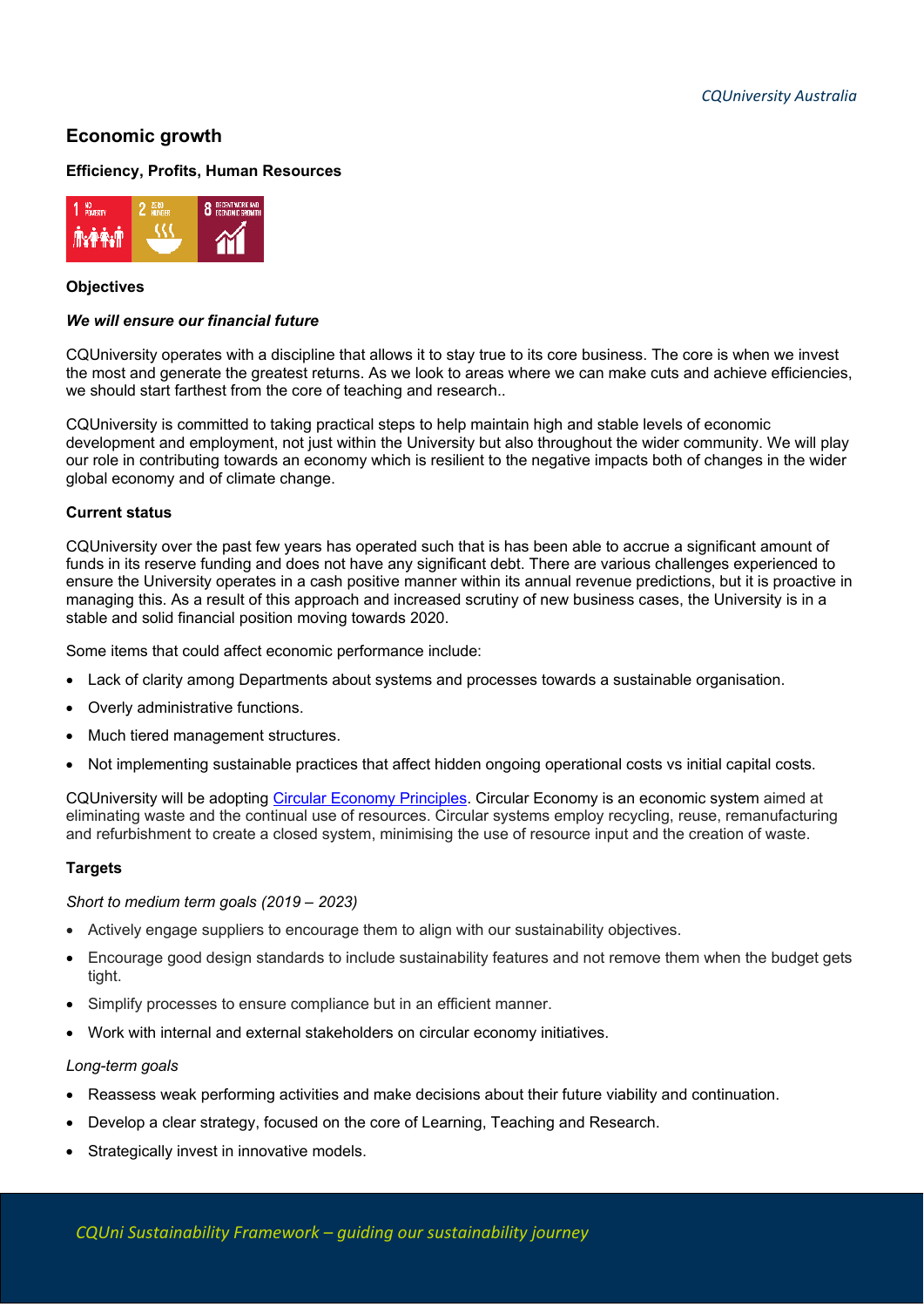## Economic growth

**Efficiency, Profits, Human Resources**

**Objectives**

***We will ensure our financial future***

CQUniversity operates with a discipline that allows it to stay true to its core business. The core is when we invest the most and generate the greatest returns. As we look to areas where we can make cuts and achieve efficiencies, we should start farthest from the core of teaching and research..

CQUniversity is committed to taking practical steps to help maintain high and stable levels of economic development and employment, not just within the University but also throughout the wider community. We will play our role in contributing towards an economy which is resilient to the negative impacts both of changes in the wider global economy and of climate change.

**Current status**

CQUniversity over the past few years has operated such that is has been able to accrue a significant amount of funds in its reserve funding and does not have any significant debt. There are various challenges experienced to ensure the University operates in a cash positive manner within its annual revenue predictions, but it is proactive in managing this. As a result of this approach and increased scrutiny of new business cases, the University is in a stable and solid financial position moving towards 2020.

Some items that could affect economic performance include:

- Lack of clarity among Departments about systems and processes towards a sustainable organisation.
- Overly administrative functions.
- Much tiered management structures.
- Not implementing sustainable practices that affect hidden ongoing operational costs vs initial capital costs.

CQUniversity will be adopting [Circular Economy Principles](). Circular Economy is an economic system aimed at eliminating waste and the continual use of resources. Circular systems employ recycling, reuse, remanufacturing and refurbishment to create a closed system, minimising the use of resource input and the creation of waste.

**Targets**

*Short to medium term goals (2019 – 2023)*

- Actively engage suppliers to encourage them to align with our sustainability objectives.
- Encourage good design standards to include sustainability features and not remove them when the budget gets tight.
- Simplify processes to ensure compliance but in an efficient manner.
- Work with internal and external stakeholders on circular economy initiatives.

*Long-term goals*

- Reassess weak performing activities and make decisions about their future viability and continuation.
- Develop a clear strategy, focused on the core of Learning, Teaching and Research.
- Strategically invest in innovative models.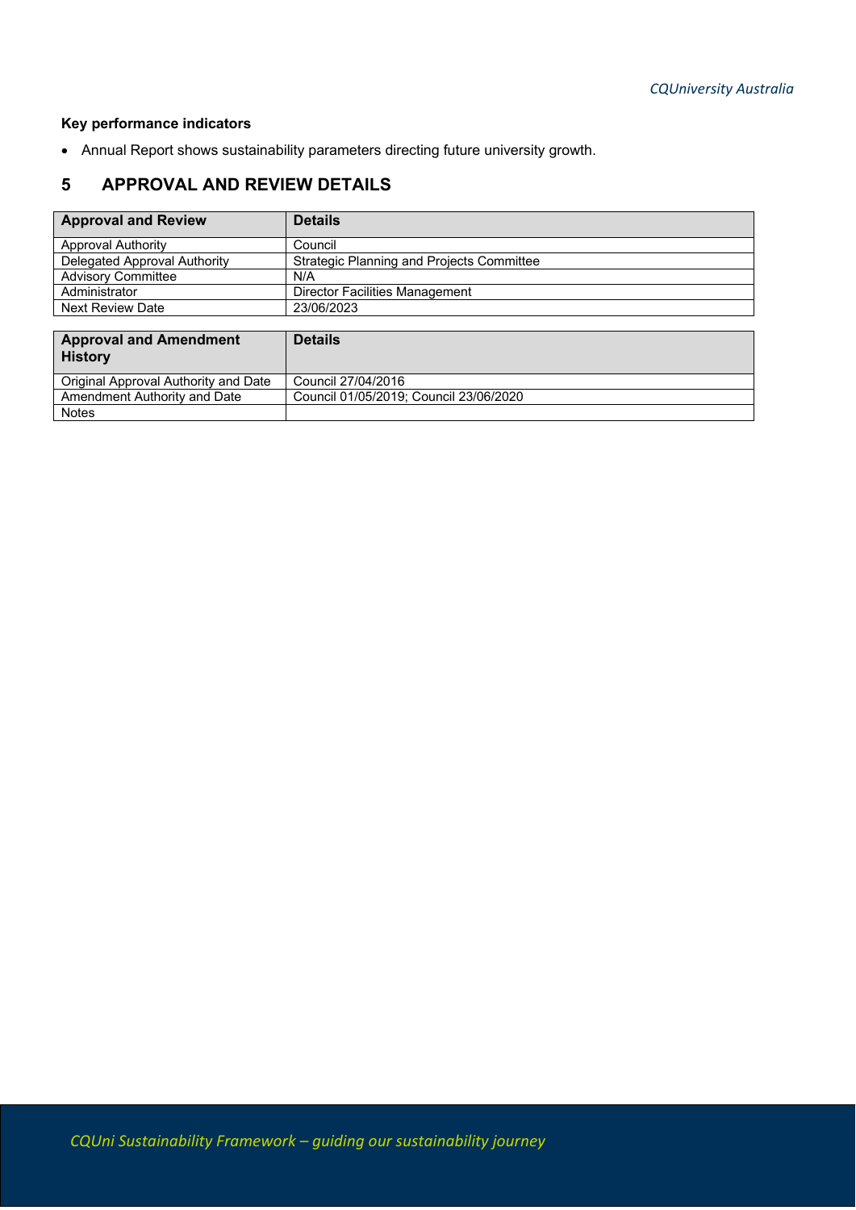**Key performance indicators**

- Annual Report shows sustainability parameters directing future university growth.

## 5 APPROVAL AND REVIEW DETAILS

| Approval and Review | Details |
|---|---|
| Approval Authority | Council |
| Delegated Approval Authority | Strategic Planning and Projects Committee |
| Advisory Committee | N/A |
| Administrator | Director Facilities Management |
| Next Review Date | 23/06/2023 |

| Approval and Amendment History | Details |
|---|---|
| Original Approval Authority and Date | Council 27/04/2016 |
| Amendment Authority and Date | Council 01/05/2019; Council 23/06/2020 |
| Notes | |